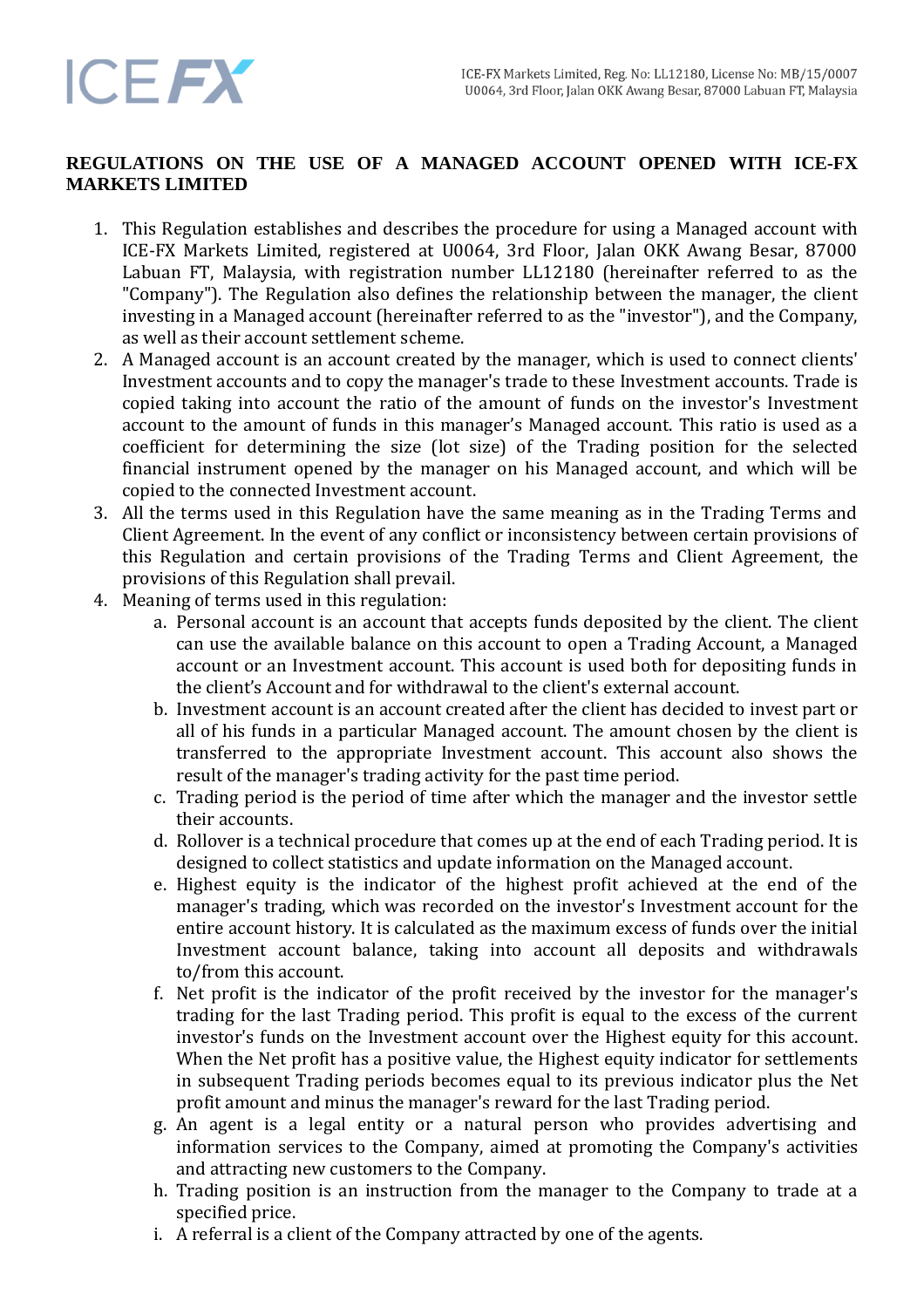# REGULATIONS ON THE USE OF A MANAGED ACCOUNT OPENED WITH ICE-FX MARKETS LIMITED

1. This Regulation establishes and describes the procedure for using a Managed account with ICE-FX Markets Limited, registered at U0064, 3rd Floor, Jalan OKK Awang Besar, 87000 Labuan FT, Malaysia, with registration number LL12180 (hereinafter referred to as the "Company"). The Regulation also defines the relationship between the manager, the client investing in a Managed account (hereinafter referred to as the "investor"), and the Company, as well as their account settlement scheme.
2. A Managed account is an account created by the manager, which is used to connect clients' Investment accounts and to copy the manager's trade to these Investment accounts. Trade is copied taking into account the ratio of the amount of funds on the investor's Investment account to the amount of funds in this manager's Managed account. This ratio is used as a coefficient for determining the size (lot size) of the Trading position for the selected financial instrument opened by the manager on his Managed account, and which will be copied to the connected Investment account.
3. All the terms used in this Regulation have the same meaning as in the Trading Terms and Client Agreement. In the event of any conflict or inconsistency between certain provisions of this Regulation and certain provisions of the Trading Terms and Client Agreement, the provisions of this Regulation shall prevail.
4. Meaning of terms used in this regulation:
    a. Personal account is an account that accepts funds deposited by the client. The client can use the available balance on this account to open a Trading Account, a Managed account or an Investment account. This account is used both for depositing funds in the client's Account and for withdrawal to the client's external account.
    b. Investment account is an account created after the client has decided to invest part or all of his funds in a particular Managed account. The amount chosen by the client is transferred to the appropriate Investment account. This account also shows the result of the manager's trading activity for the past time period.
    c. Trading period is the period of time after which the manager and the investor settle their accounts.
    d. Rollover is a technical procedure that comes up at the end of each Trading period. It is designed to collect statistics and update information on the Managed account.
    e. Highest equity is the indicator of the highest profit achieved at the end of the manager's trading, which was recorded on the investor's Investment account for the entire account history. It is calculated as the maximum excess of funds over the initial Investment account balance, taking into account all deposits and withdrawals to/from this account.
    f. Net profit is the indicator of the profit received by the investor for the manager's trading for the last Trading period. This profit is equal to the excess of the current investor's funds on the Investment account over the Highest equity for this account. When the Net profit has a positive value, the Highest equity indicator for settlements in subsequent Trading periods becomes equal to its previous indicator plus the Net profit amount and minus the manager's reward for the last Trading period.
    g. An agent is a legal entity or a natural person who provides advertising and information services to the Company, aimed at promoting the Company's activities and attracting new customers to the Company.
    h. Trading position is an instruction from the manager to the Company to trade at a specified price.
    i. A referral is a client of the Company attracted by one of the agents.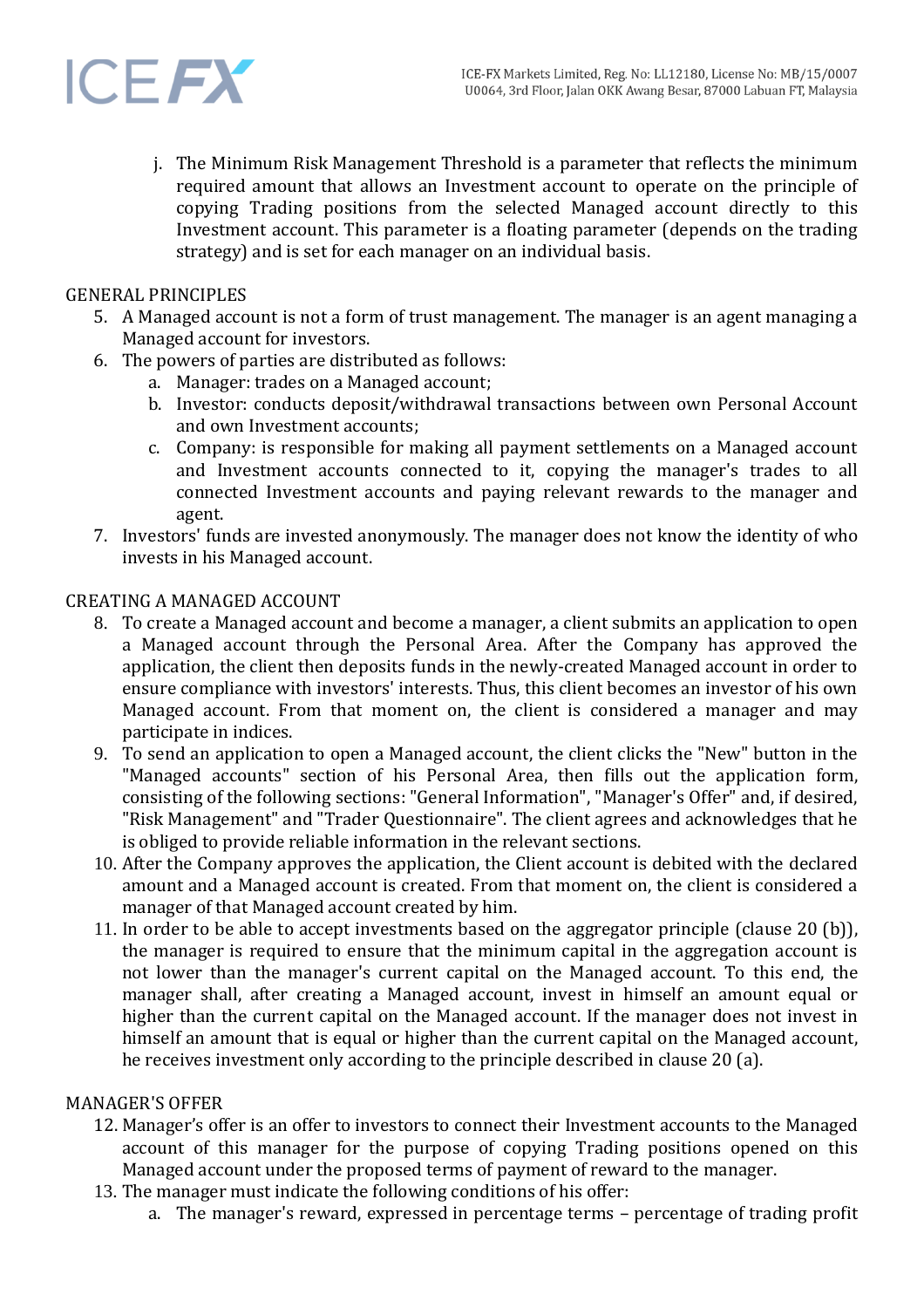j. The Minimum Risk Management Threshold is a parameter that reflects the minimum required amount that allows an Investment account to operate on the principle of copying Trading positions from the selected Managed account directly to this Investment account. This parameter is a floating parameter (depends on the trading strategy) and is set for each manager on an individual basis.

## GENERAL PRINCIPLES

5. A Managed account is not a form of trust management. The manager is an agent managing a Managed account for investors.
6. The powers of parties are distributed as follows:
   a. Manager: trades on a Managed account;
   b. Investor: conducts deposit/withdrawal transactions between own Personal Account and own Investment accounts;
   c. Company: is responsible for making all payment settlements on a Managed account and Investment accounts connected to it, copying the manager's trades to all connected Investment accounts and paying relevant rewards to the manager and agent.
7. Investors' funds are invested anonymously. The manager does not know the identity of who invests in his Managed account.

## CREATING A MANAGED ACCOUNT

8. To create a Managed account and become a manager, a client submits an application to open a Managed account through the Personal Area. After the Company has approved the application, the client then deposits funds in the newly-created Managed account in order to ensure compliance with investors' interests. Thus, this client becomes an investor of his own Managed account. From that moment on, the client is considered a manager and may participate in indices.
9. To send an application to open a Managed account, the client clicks the "New" button in the "Managed accounts" section of his Personal Area, then fills out the application form, consisting of the following sections: "General Information", "Manager's Offer" and, if desired, "Risk Management" and "Trader Questionnaire". The client agrees and acknowledges that he is obliged to provide reliable information in the relevant sections.
10. After the Company approves the application, the Client account is debited with the declared amount and a Managed account is created. From that moment on, the client is considered a manager of that Managed account created by him.
11. In order to be able to accept investments based on the aggregator principle (clause 20 (b)), the manager is required to ensure that the minimum capital in the aggregation account is not lower than the manager's current capital on the Managed account. To this end, the manager shall, after creating a Managed account, invest in himself an amount equal or higher than the current capital on the Managed account. If the manager does not invest in himself an amount that is equal or higher than the current capital on the Managed account, he receives investment only according to the principle described in clause 20 (a).

## MANAGER'S OFFER

12. Manager's offer is an offer to investors to connect their Investment accounts to the Managed account of this manager for the purpose of copying Trading positions opened on this Managed account under the proposed terms of payment of reward to the manager.
13. The manager must indicate the following conditions of his offer:
    a. The manager's reward, expressed in percentage terms – percentage of trading profit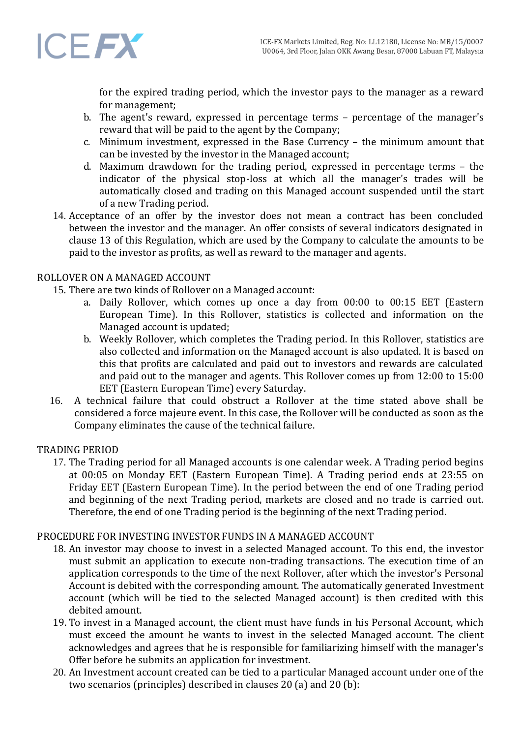for the expired trading period, which the investor pays to the manager as a reward for management;

   b. The agent's reward, expressed in percentage terms – percentage of the manager's reward that will be paid to the agent by the Company;
   c. Minimum investment, expressed in the Base Currency – the minimum amount that can be invested by the investor in the Managed account;
   d. Maximum drawdown for the trading period, expressed in percentage terms – the indicator of the physical stop-loss at which all the manager's trades will be automatically closed and trading on this Managed account suspended until the start of a new Trading period.

14. Acceptance of an offer by the investor does not mean a contract has been concluded between the investor and the manager. An offer consists of several indicators designated in clause 13 of this Regulation, which are used by the Company to calculate the amounts to be paid to the investor as profits, as well as reward to the manager and agents.

ROLLOVER ON A MANAGED ACCOUNT

15. There are two kinds of Rollover on a Managed account:
    a. Daily Rollover, which comes up once a day from 00:00 to 00:15 EET (Eastern European Time). In this Rollover, statistics is collected and information on the Managed account is updated;
    b. Weekly Rollover, which completes the Trading period. In this Rollover, statistics are also collected and information on the Managed account is also updated. It is based on this that profits are calculated and paid out to investors and rewards are calculated and paid out to the manager and agents. This Rollover comes up from 12:00 to 15:00 EET (Eastern European Time) every Saturday.
16. A technical failure that could obstruct a Rollover at the time stated above shall be considered a force majeure event. In this case, the Rollover will be conducted as soon as the Company eliminates the cause of the technical failure.

TRADING PERIOD

17. The Trading period for all Managed accounts is one calendar week. A Trading period begins at 00:05 on Monday EET (Eastern European Time). A Trading period ends at 23:55 on Friday EET (Eastern European Time). In the period between the end of one Trading period and beginning of the next Trading period, markets are closed and no trade is carried out. Therefore, the end of one Trading period is the beginning of the next Trading period.

PROCEDURE FOR INVESTING INVESTOR FUNDS IN A MANAGED ACCOUNT

18. An investor may choose to invest in a selected Managed account. To this end, the investor must submit an application to execute non-trading transactions. The execution time of an application corresponds to the time of the next Rollover, after which the investor's Personal Account is debited with the corresponding amount. The automatically generated Investment account (which will be tied to the selected Managed account) is then credited with this debited amount.
19. To invest in a Managed account, the client must have funds in his Personal Account, which must exceed the amount he wants to invest in the selected Managed account. The client acknowledges and agrees that he is responsible for familiarizing himself with the manager's Offer before he submits an application for investment.
20. An Investment account created can be tied to a particular Managed account under one of the two scenarios (principles) described in clauses 20 (a) and 20 (b):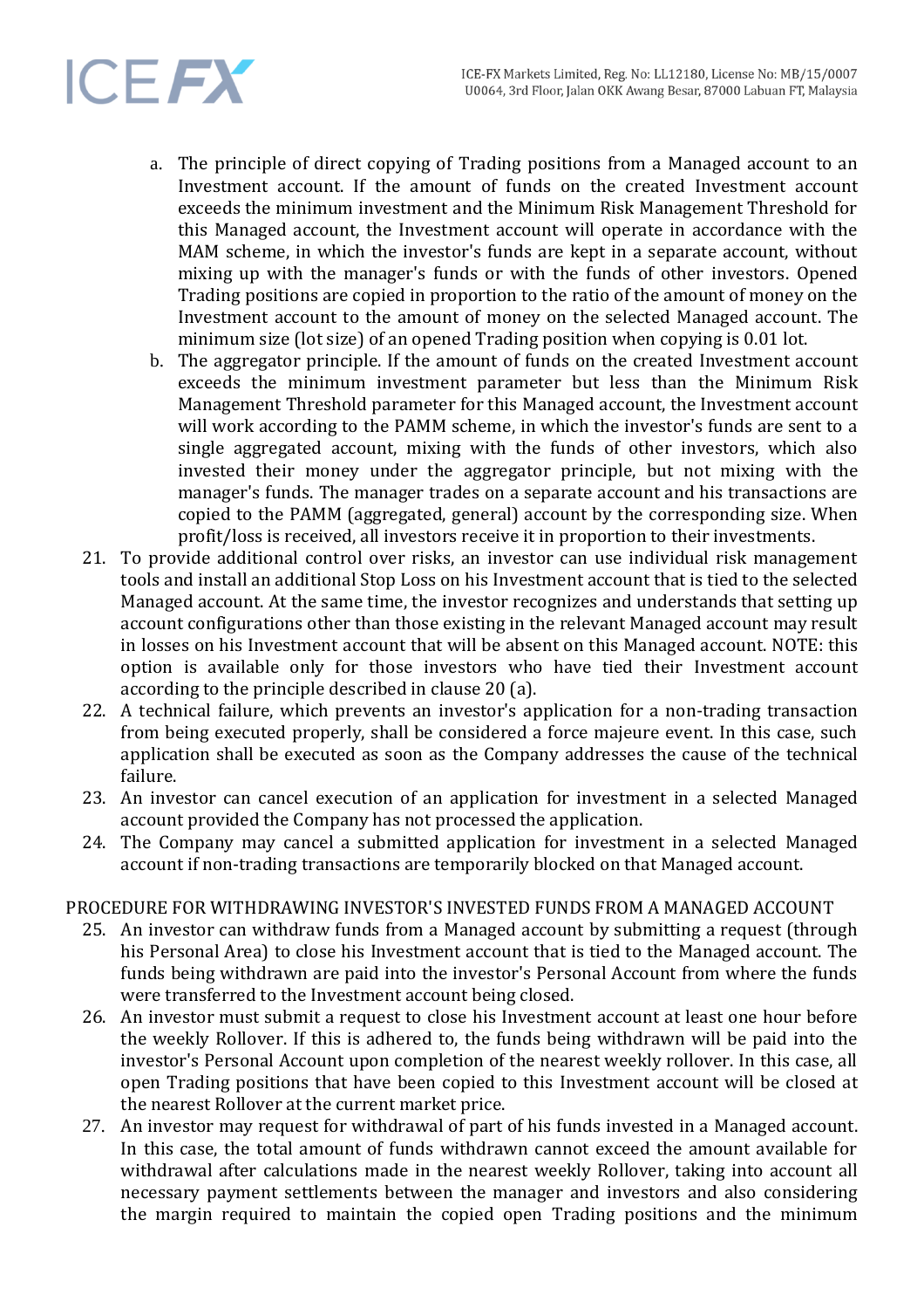a. The principle of direct copying of Trading positions from a Managed account to an Investment account. If the amount of funds on the created Investment account exceeds the minimum investment and the Minimum Risk Management Threshold for this Managed account, the Investment account will operate in accordance with the MAM scheme, in which the investor's funds are kept in a separate account, without mixing up with the manager's funds or with the funds of other investors. Opened Trading positions are copied in proportion to the ratio of the amount of money on the Investment account to the amount of money on the selected Managed account. The minimum size (lot size) of an opened Trading position when copying is 0.01 lot.

b. The aggregator principle. If the amount of funds on the created Investment account exceeds the minimum investment parameter but less than the Minimum Risk Management Threshold parameter for this Managed account, the Investment account will work according to the PAMM scheme, in which the investor's funds are sent to a single aggregated account, mixing with the funds of other investors, which also invested their money under the aggregator principle, but not mixing with the manager's funds. The manager trades on a separate account and his transactions are copied to the PAMM (aggregated, general) account by the corresponding size. When profit/loss is received, all investors receive it in proportion to their investments.

21. To provide additional control over risks, an investor can use individual risk management tools and install an additional Stop Loss on his Investment account that is tied to the selected Managed account. At the same time, the investor recognizes and understands that setting up account configurations other than those existing in the relevant Managed account may result in losses on his Investment account that will be absent on this Managed account. NOTE: this option is available only for those investors who have tied their Investment account according to the principle described in clause 20 (a).
22. A technical failure, which prevents an investor's application for a non-trading transaction from being executed properly, shall be considered a force majeure event. In this case, such application shall be executed as soon as the Company addresses the cause of the technical failure.
23. An investor can cancel execution of an application for investment in a selected Managed account provided the Company has not processed the application.
24. The Company may cancel a submitted application for investment in a selected Managed account if non-trading transactions are temporarily blocked on that Managed account.

PROCEDURE FOR WITHDRAWING INVESTOR'S INVESTED FUNDS FROM A MANAGED ACCOUNT

25. An investor can withdraw funds from a Managed account by submitting a request (through his Personal Area) to close his Investment account that is tied to the Managed account. The funds being withdrawn are paid into the investor's Personal Account from where the funds were transferred to the Investment account being closed.
26. An investor must submit a request to close his Investment account at least one hour before the weekly Rollover. If this is adhered to, the funds being withdrawn will be paid into the investor's Personal Account upon completion of the nearest weekly rollover. In this case, all open Trading positions that have been copied to this Investment account will be closed at the nearest Rollover at the current market price.
27. An investor may request for withdrawal of part of his funds invested in a Managed account. In this case, the total amount of funds withdrawn cannot exceed the amount available for withdrawal after calculations made in the nearest weekly Rollover, taking into account all necessary payment settlements between the manager and investors and also considering the margin required to maintain the copied open Trading positions and the minimum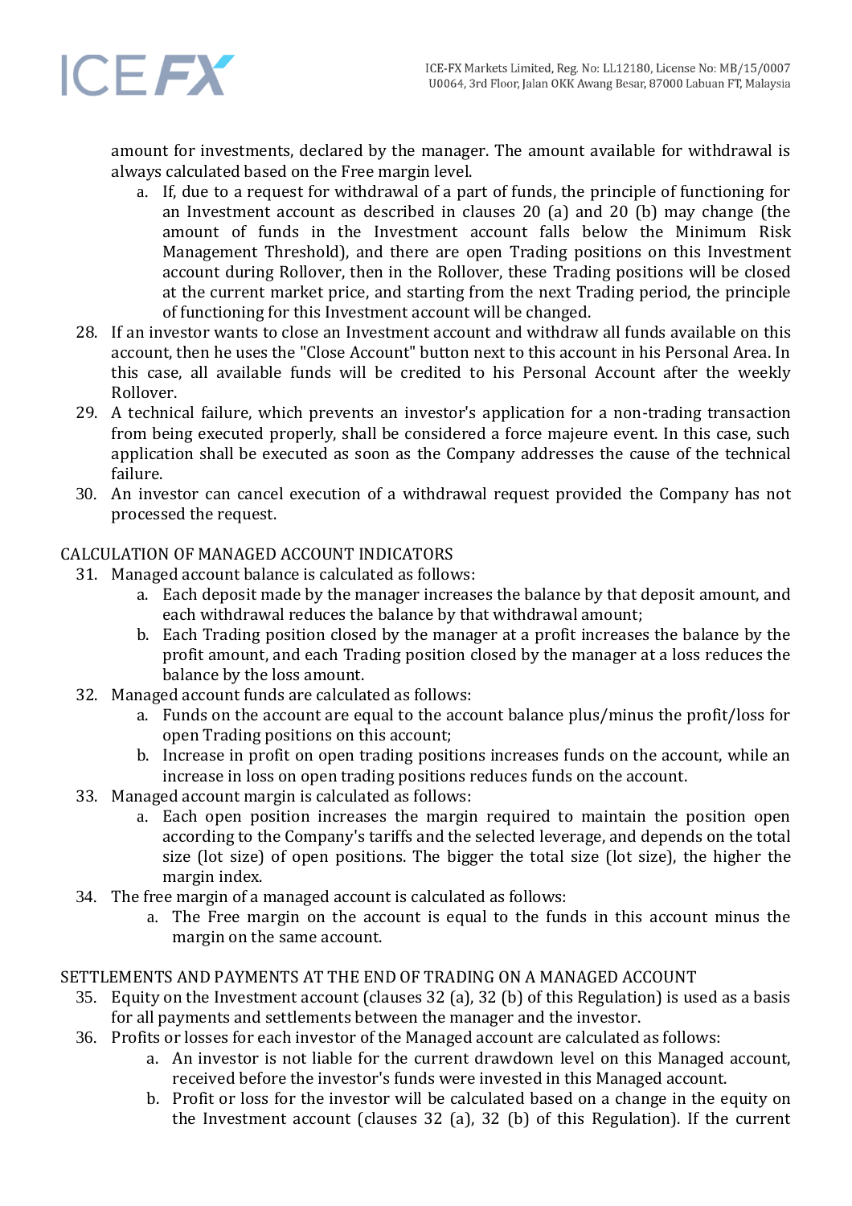amount for investments, declared by the manager. The amount available for withdrawal is always calculated based on the Free margin level.

a. If, due to a request for withdrawal of a part of funds, the principle of functioning for an Investment account as described in clauses 20 (a) and 20 (b) may change (the amount of funds in the Investment account falls below the Minimum Risk Management Threshold), and there are open Trading positions on this Investment account during Rollover, then in the Rollover, these Trading positions will be closed at the current market price, and starting from the next Trading period, the principle of functioning for this Investment account will be changed.

28. If an investor wants to close an Investment account and withdraw all funds available on this account, then he uses the "Close Account" button next to this account in his Personal Area. In this case, all available funds will be credited to his Personal Account after the weekly Rollover.
29. A technical failure, which prevents an investor's application for a non-trading transaction from being executed properly, shall be considered a force majeure event. In this case, such application shall be executed as soon as the Company addresses the cause of the technical failure.
30. An investor can cancel execution of a withdrawal request provided the Company has not processed the request.

## CALCULATION OF MANAGED ACCOUNT INDICATORS

31. Managed account balance is calculated as follows:
    a. Each deposit made by the manager increases the balance by that deposit amount, and each withdrawal reduces the balance by that withdrawal amount;
    b. Each Trading position closed by the manager at a profit increases the balance by the profit amount, and each Trading position closed by the manager at a loss reduces the balance by the loss amount.
32. Managed account funds are calculated as follows:
    a. Funds on the account are equal to the account balance plus/minus the profit/loss for open Trading positions on this account;
    b. Increase in profit on open trading positions increases funds on the account, while an increase in loss on open trading positions reduces funds on the account.
33. Managed account margin is calculated as follows:
    a. Each open position increases the margin required to maintain the position open according to the Company's tariffs and the selected leverage, and depends on the total size (lot size) of open positions. The bigger the total size (lot size), the higher the margin index.
34. The free margin of a managed account is calculated as follows:
    a. The Free margin on the account is equal to the funds in this account minus the margin on the same account.

## SETTLEMENTS AND PAYMENTS AT THE END OF TRADING ON A MANAGED ACCOUNT

35. Equity on the Investment account (clauses 32 (a), 32 (b) of this Regulation) is used as a basis for all payments and settlements between the manager and the investor.
36. Profits or losses for each investor of the Managed account are calculated as follows:
    a. An investor is not liable for the current drawdown level on this Managed account, received before the investor's funds were invested in this Managed account.
    b. Profit or loss for the investor will be calculated based on a change in the equity on the Investment account (clauses 32 (a), 32 (b) of this Regulation). If the current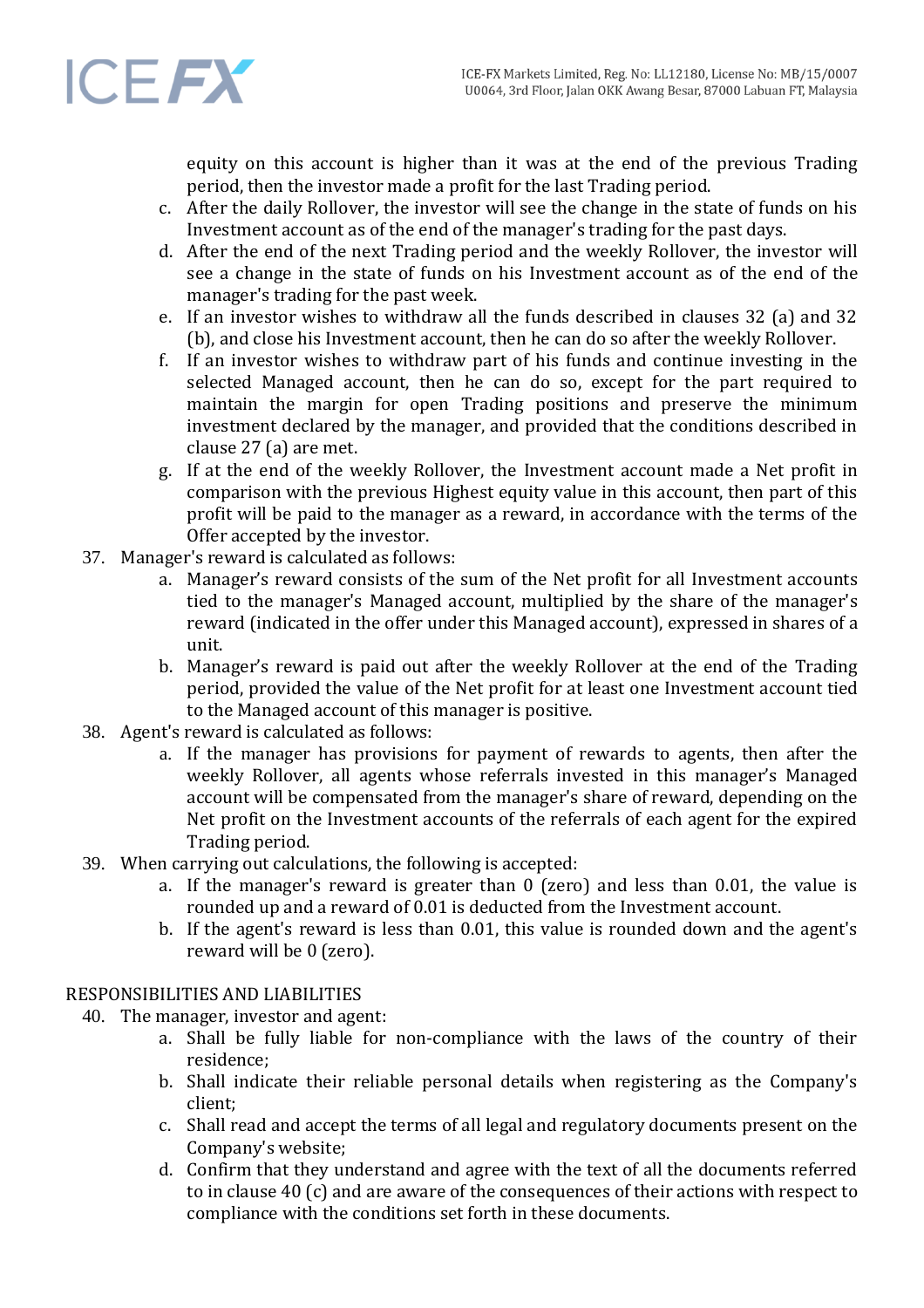equity on this account is higher than it was at the end of the previous Trading period, then the investor made a profit for the last Trading period.

c. After the daily Rollover, the investor will see the change in the state of funds on his Investment account as of the end of the manager's trading for the past days.

d. After the end of the next Trading period and the weekly Rollover, the investor will see a change in the state of funds on his Investment account as of the end of the manager's trading for the past week.

e. If an investor wishes to withdraw all the funds described in clauses 32 (a) and 32 (b), and close his Investment account, then he can do so after the weekly Rollover.

f. If an investor wishes to withdraw part of his funds and continue investing in the selected Managed account, then he can do so, except for the part required to maintain the margin for open Trading positions and preserve the minimum investment declared by the manager, and provided that the conditions described in clause 27 (a) are met.

g. If at the end of the weekly Rollover, the Investment account made a Net profit in comparison with the previous Highest equity value in this account, then part of this profit will be paid to the manager as a reward, in accordance with the terms of the Offer accepted by the investor.

37. Manager's reward is calculated as follows:
    a. Manager's reward consists of the sum of the Net profit for all Investment accounts tied to the manager's Managed account, multiplied by the share of the manager's reward (indicated in the offer under this Managed account), expressed in shares of a unit.
    b. Manager's reward is paid out after the weekly Rollover at the end of the Trading period, provided the value of the Net profit for at least one Investment account tied to the Managed account of this manager is positive.

38. Agent's reward is calculated as follows:
    a. If the manager has provisions for payment of rewards to agents, then after the weekly Rollover, all agents whose referrals invested in this manager's Managed account will be compensated from the manager's share of reward, depending on the Net profit on the Investment accounts of the referrals of each agent for the expired Trading period.

39. When carrying out calculations, the following is accepted:
    a. If the manager's reward is greater than 0 (zero) and less than 0.01, the value is rounded up and a reward of 0.01 is deducted from the Investment account.
    b. If the agent's reward is less than 0.01, this value is rounded down and the agent's reward will be 0 (zero).

## RESPONSIBILITIES AND LIABILITIES

40. The manager, investor and agent:
    a. Shall be fully liable for non-compliance with the laws of the country of their residence;
    b. Shall indicate their reliable personal details when registering as the Company's client;
    c. Shall read and accept the terms of all legal and regulatory documents present on the Company's website;
    d. Confirm that they understand and agree with the text of all the documents referred to in clause 40 (c) and are aware of the consequences of their actions with respect to compliance with the conditions set forth in these documents.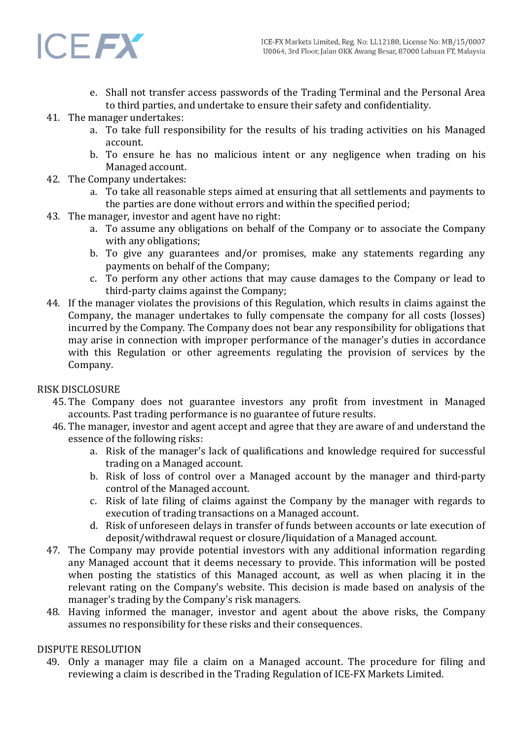e. Shall not transfer access passwords of the Trading Terminal and the Personal Area to third parties, and undertake to ensure their safety and confidentiality.

41. The manager undertakes:
    a. To take full responsibility for the results of his trading activities on his Managed account.
    b. To ensure he has no malicious intent or any negligence when trading on his Managed account.
42. The Company undertakes:
    a. To take all reasonable steps aimed at ensuring that all settlements and payments to the parties are done without errors and within the specified period;
43. The manager, investor and agent have no right:
    a. To assume any obligations on behalf of the Company or to associate the Company with any obligations;
    b. To give any guarantees and/or promises, make any statements regarding any payments on behalf of the Company;
    c. To perform any other actions that may cause damages to the Company or lead to third-party claims against the Company;
44. If the manager violates the provisions of this Regulation, which results in claims against the Company, the manager undertakes to fully compensate the company for all costs (losses) incurred by the Company. The Company does not bear any responsibility for obligations that may arise in connection with improper performance of the manager's duties in accordance with this Regulation or other agreements regulating the provision of services by the Company.

RISK DISCLOSURE

45. The Company does not guarantee investors any profit from investment in Managed accounts. Past trading performance is no guarantee of future results.
46. The manager, investor and agent accept and agree that they are aware of and understand the essence of the following risks:
    a. Risk of the manager's lack of qualifications and knowledge required for successful trading on a Managed account.
    b. Risk of loss of control over a Managed account by the manager and third-party control of the Managed account.
    c. Risk of late filing of claims against the Company by the manager with regards to execution of trading transactions on a Managed account.
    d. Risk of unforeseen delays in transfer of funds between accounts or late execution of deposit/withdrawal request or closure/liquidation of a Managed account.
47. The Company may provide potential investors with any additional information regarding any Managed account that it deems necessary to provide. This information will be posted when posting the statistics of this Managed account, as well as when placing it in the relevant rating on the Company's website. This decision is made based on analysis of the manager's trading by the Company's risk managers.
48. Having informed the manager, investor and agent about the above risks, the Company assumes no responsibility for these risks and their consequences.

DISPUTE RESOLUTION

49. Only a manager may file a claim on a Managed account. The procedure for filing and reviewing a claim is described in the Trading Regulation of ICE-FX Markets Limited.